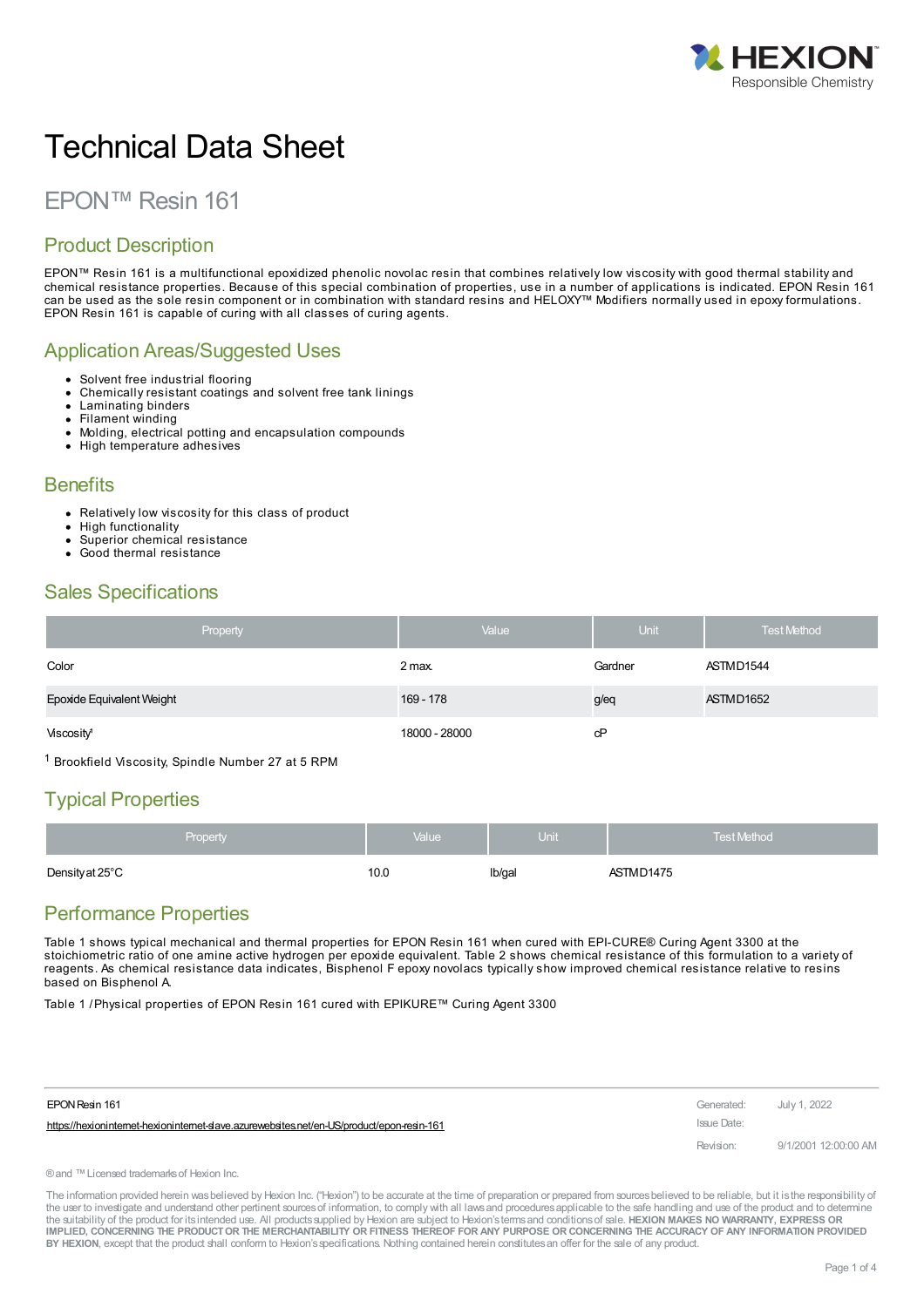# Technical Data Sheet

## EPON™ Resin 161

## Product Description

EPON™ Resin 161 is a multifunctional epoxidized phenolic novolac resin that combines relatively low viscosity with good thermal stability and chemical resistance properties. Because of this special combination of properties, use in a number of applications is indicated. EPON Resin 161 can be used as the sole resin component or in combination with standard resins and HELOXY™ Modifiers normally used in epoxy formulations. EPON Resin 161 is capable of curing with all classes of curing agents.

## Application Areas/Suggested Uses

- Solvent free industrial flooring
- Chemically resistant coatings and solvent free tank linings
- Laminating binders
- Filament winding
- Molding, electrical potting and encapsulation compounds
- High temperature adhesives

## Benefits

- Relatively low viscosity for this class of product
- High functionality
- Superior chemical resistance
- Good thermal resistance

## Sales Specifications

| Property | Value | Unit | Test Method |
|---|---|---|---|
| Color | 2 max. | Gardner | ASTM D1544 |
| Epoxide Equivalent Weight | 169 - 178 | g/eq | ASTM D1652 |
| Viscosity[1] | 18000 - 28000 | cP | |

[1] Brookfield Viscosity, Spindle Number 27 at 5 RPM

## Typical Properties

| Property | Value | Unit | Test Method |
|---|---|---|---|
| Density at 25°C | 10.0 | lb/gal | ASTM D1475 |

## Performance Properties

Table 1 shows typical mechanical and thermal properties for EPON Resin 161 when cured with EPI-CURE® Curing Agent 3300 at the stoichiometric ratio of one amine active hydrogen per epoxide equivalent. Table 2 shows chemical resistance of this formulation to a variety of reagents. As chemical resistance data indicates, Bisphenol F epoxy novolacs typically show improved chemical resistance relative to resins based on Bisphenol A.

Table 1 / Physical properties of EPON Resin 161 cured with EPIKURE™ Curing Agent 3300

EPON Resin 161
https://hexioninternet-hexioninternet-slave.azurewebsites.net/en-US/product/epon-resin-161

Generated: July 1, 2022
Issue Date:
Revision: 9/1/2001 12:00:00 AM

® and ™ Licensed trademarks of Hexion Inc.

The information provided herein was believed by Hexion Inc. ("Hexion") to be accurate at the time of preparation or prepared from sources believed to be reliable, but it is the responsibility of the user to investigate and understand other pertinent sources of information, to comply with all laws and procedures applicable to the safe handling and use of the product and to determine the suitability of the product for its intended use. All products supplied by Hexion are subject to Hexion's terms and conditions of sale. **HEXION MAKES NO WARRANTY, EXPRESS OR IMPLIED, CONCERNING THE PRODUCT OR THE MERCHANTABILITY OR FITNESS THEREOF FOR ANY PURPOSE OR CONCERNING THE ACCURACY OF ANY INFORMATION PROVIDED BY HEXION**, except that the product shall conform to Hexion's specifications. Nothing contained herein constitutes an offer for the sale of any product.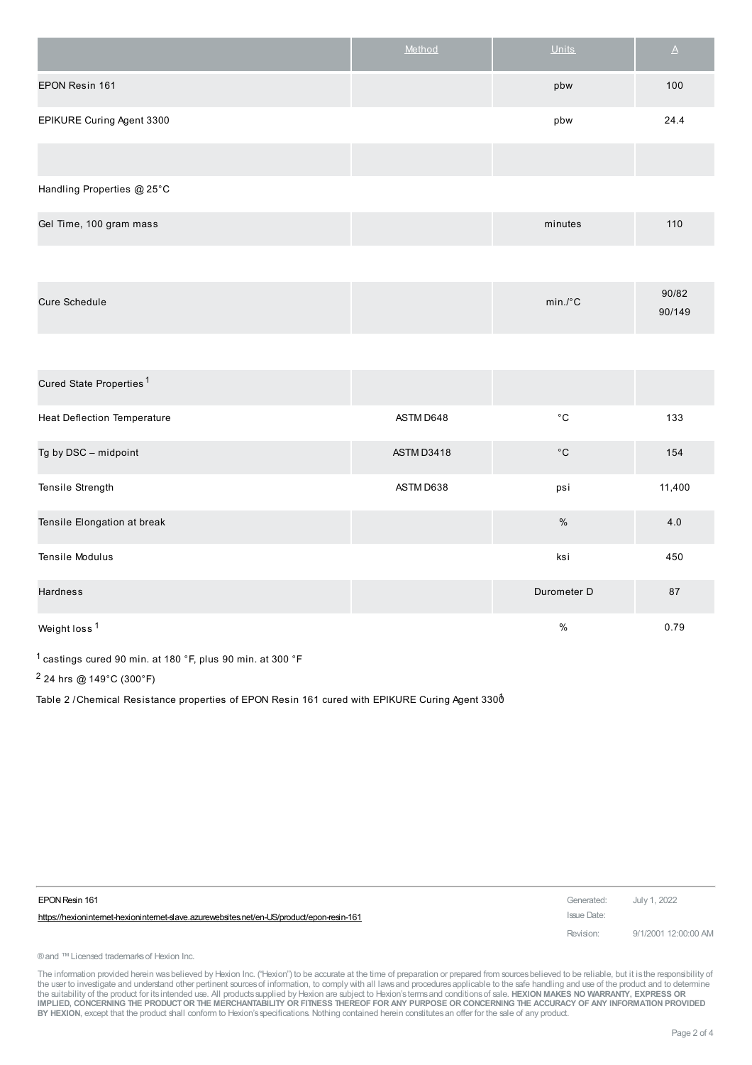| | Method | Units | A |
|---|---|---|---|
| EPON Resin 161 | | pbw | 100 |
| EPIKURE Curing Agent 3300 | | pbw | 24.4 |
| | | | |
| Handling Properties @ 25°C | | | |
| Gel Time, 100 gram mass | | minutes | 110 |
| | | | |
| Cure Schedule | | min./°C | 90/82<br>90/149 |
| | | | |
| Cured State Properties [1] | | | |
| Heat Deflection Temperature | ASTM D648 | °C | 133 |
| Tg by DSC – midpoint | ASTM D3418 | °C | 154 |
| Tensile Strength | ASTM D638 | psi | 11,400 |
| Tensile Elongation at break | | % | 4.0 |
| Tensile Modulus | | ksi | 450 |
| Hardness | | Durometer D | 87 |
| Weight loss [1] | | % | 0.79 |

[1] castings cured 90 min. at 180 °F, plus 90 min. at 300 °F

[2] 24 hrs @ 149°C (300°F)

Table 2 / Chemical Resistance properties of EPON Resin 161 cured with EPIKURE Curing Agent 3300[1]

EPON Resin 161

https://hexioninternet-hexioninternet-slave.azurewebsites.net/en-US/product/epon-resin-161

Generated: July 1, 2022

Issue Date:

Revision: 9/1/2001 12:00:00 AM

® and ™ Licensed trademarks of Hexion Inc.

The information provided herein was believed by Hexion Inc. ("Hexion") to be accurate at the time of preparation or prepared from sources believed to be reliable, but it is the responsibility of the user to investigate and understand other pertinent sources of information, to comply with all laws and procedures applicable to the safe handling and use of the product and to determine the suitability of the product for its intended use. All products supplied by Hexion are subject to Hexion's terms and conditions of sale. **HEXION MAKES NO WARRANTY, EXPRESS OR IMPLIED, CONCERNING THE PRODUCT OR THE MERCHANTABILITY OR FITNESS THEREOF FOR ANY PURPOSE OR CONCERNING THE ACCURACY OF ANY INFORMATION PROVIDED BY HEXION**, except that the product shall conform to Hexion's specifications. Nothing contained herein constitutes an offer for the sale of any product.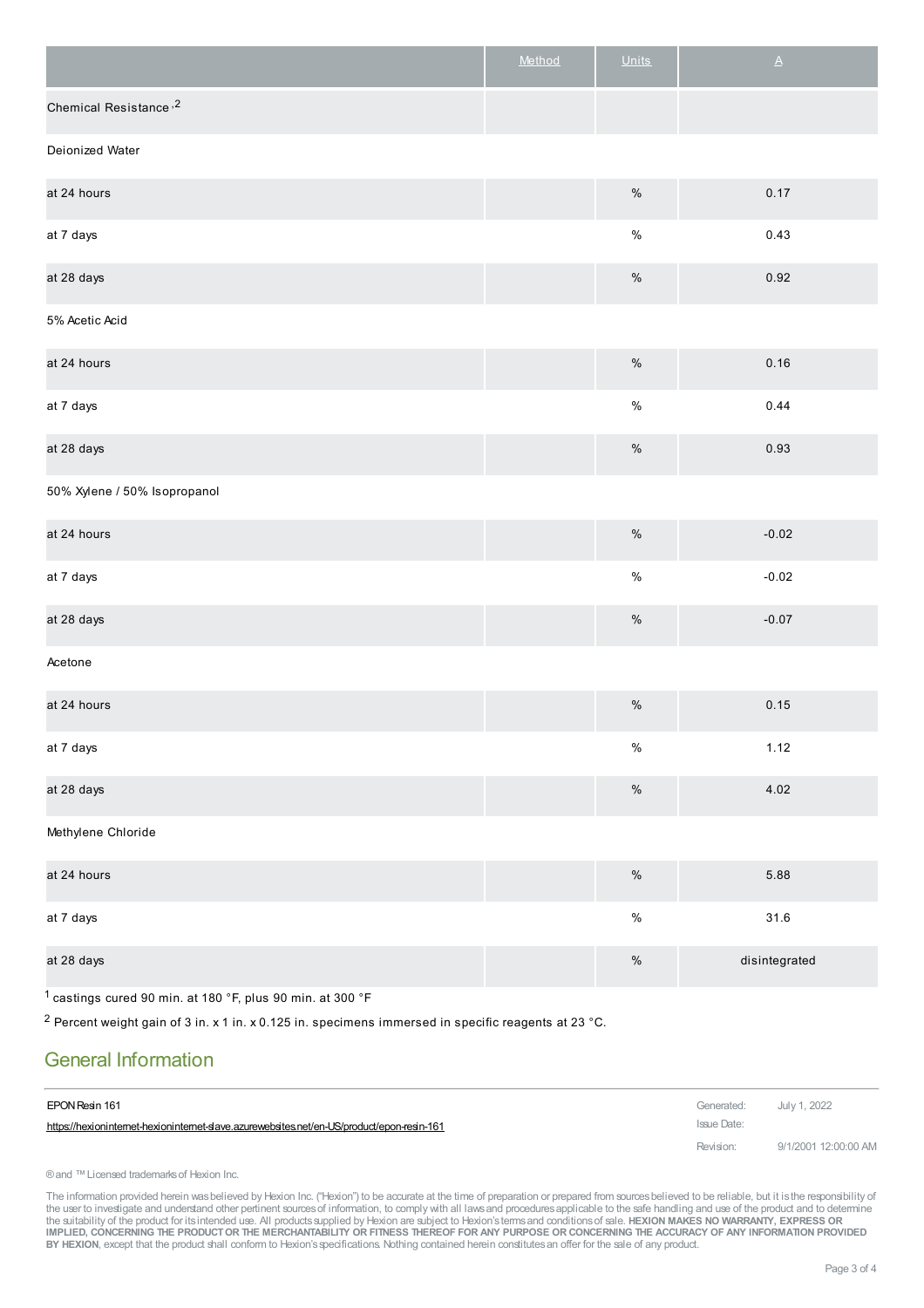| | Method | Units | A |
|---|---|---|---|
| Chemical Resistance [,2] | | | |
| Deionized Water | | | |
| at 24 hours | | % | 0.17 |
| at 7 days | | % | 0.43 |
| at 28 days | | % | 0.92 |
| 5% Acetic Acid | | | |
| at 24 hours | | % | 0.16 |
| at 7 days | | % | 0.44 |
| at 28 days | | % | 0.93 |
| 50% Xylene / 50% Isopropanol | | | |
| at 24 hours | | % | -0.02 |
| at 7 days | | % | -0.02 |
| at 28 days | | % | -0.07 |
| Acetone | | | |
| at 24 hours | | % | 0.15 |
| at 7 days | | % | 1.12 |
| at 28 days | | % | 4.02 |
| Methylene Chloride | | | |
| at 24 hours | | % | 5.88 |
| at 7 days | | % | 31.6 |
| at 28 days | | % | disintegrated |

[1] castings cured 90 min. at 180 °F, plus 90 min. at 300 °F

[2] Percent weight gain of 3 in. x 1 in. x 0.125 in. specimens immersed in specific reagents at 23 °C.

## General Information

| | | |
|---|---|---|
| EPON Resin 161 | Generated: | July 1, 2022 |
| https://hexioninternet-hexioninternet-slave.azurewebsites.net/en-US/product/epon-resin-161 | Issue Date: | |
| | Revision: | 9/1/2001 12:00:00 AM |

® and ™ Licensed trademarks of Hexion Inc.

The information provided herein was believed by Hexion Inc. ("Hexion") to be accurate at the time of preparation or prepared from sources believed to be reliable, but it is the responsibility of the user to investigate and understand other pertinent sources of information, to comply with all laws and procedures applicable to the safe handling and use of the product and to determine the suitability of the product for its intended use. All products supplied by Hexion are subject to Hexion's terms and conditions of sale. **HEXION MAKES NO WARRANTY, EXPRESS OR IMPLIED, CONCERNING THE PRODUCT OR THE MERCHANTABILITY OR FITNESS THEREOF FOR ANY PURPOSE OR CONCERNING THE ACCURACY OF ANY INFORMATION PROVIDED BY HEXION**, except that the product shall conform to Hexion's specifications. Nothing contained herein constitutes an offer for the sale of any product.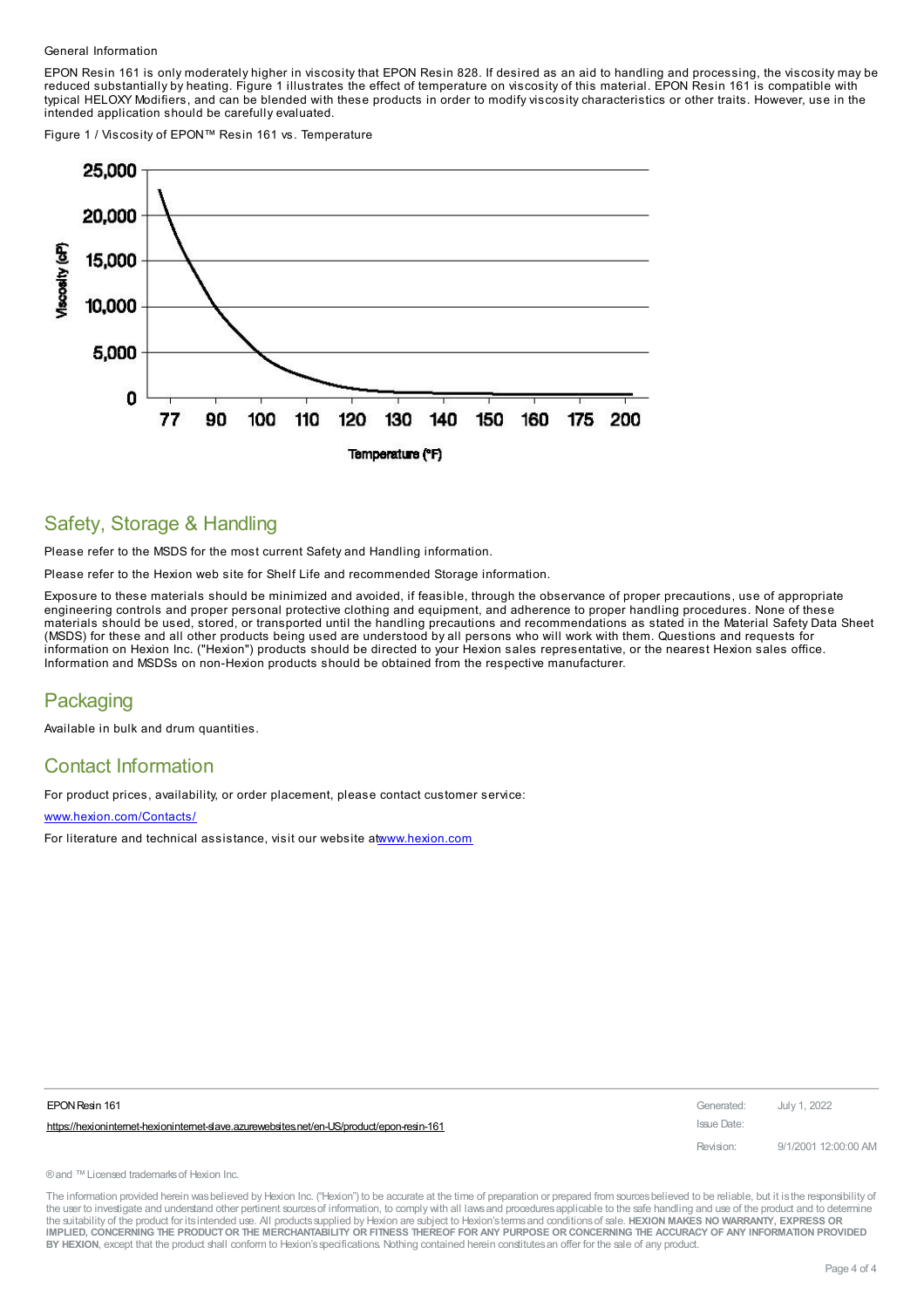General Information

EPON Resin 161 is only moderately higher in viscosity that EPON Resin 828. If desired as an aid to handling and processing, the viscosity may be reduced substantially by heating. Figure 1 illustrates the effect of temperature on viscosity of this material. EPON Resin 161 is compatible with typical HELOXY Modifiers, and can be blended with these products in order to modify viscosity characteristics or other traits. However, use in the intended application should be carefully evaluated.

Figure 1 / Viscosity of EPON™ Resin 161 vs. Temperature

Viscosity (cP)

25,000
20,000
15,000
10,000
5,000
0

77 90 100 110 120 130 140 150 160 175 200

Temperature (°F)

## Safety, Storage & Handling

Please refer to the MSDS for the most current Safety and Handling information.

Please refer to the Hexion web site for Shelf Life and recommended Storage information.

Exposure to these materials should be minimized and avoided, if feasible, through the observance of proper precautions, use of appropriate engineering controls and proper personal protective clothing and equipment, and adherence to proper handling procedures. None of these materials should be used, stored, or transported until the handling precautions and recommendations as stated in the Material Safety Data Sheet (MSDS) for these and all other products being used are understood by all persons who will work with them. Questions and requests for information on Hexion Inc. ("Hexion") products should be directed to your Hexion sales representative, or the nearest Hexion sales office. Information and MSDSs on non-Hexion products should be obtained from the respective manufacturer.

## Packaging

Available in bulk and drum quantities.

## Contact Information

For product prices, availability, or order placement, please contact customer service:

www.hexion.com/Contacts/

For literature and technical assistance, visit our website atwww.hexion.com

EPON Resin 161

https://hexioninternet-hexioninternet-slave.azurewebsites.net/en-US/product/epon-resin-161

Generated: July 1, 2022
Issue Date:
Revision: 9/1/2001 12:00:00 AM

® and ™ Licensed trademarks of Hexion Inc.

The information provided herein was believed by Hexion Inc. ("Hexion") to be accurate at the time of preparation or prepared from sources believed to be reliable, but it is the responsibility of the user to investigate and understand other pertinent sources of information, to comply with all laws and procedures applicable to the safe handling and use of the product and to determine the suitability of the product for its intended use. All products supplied by Hexion are subject to Hexion's terms and conditions of sale. **HEXION MAKES NO WARRANTY, EXPRESS OR IMPLIED, CONCERNING THE PRODUCT OR THE MERCHANTABILITY OR FITNESS THEREOF FOR ANY PURPOSE OR CONCERNING THE ACCURACY OF ANY INFORMATION PROVIDED BY HEXION**, except that the product shall conform to Hexion's specifications. Nothing contained herein constitutes an offer for the sale of any product.